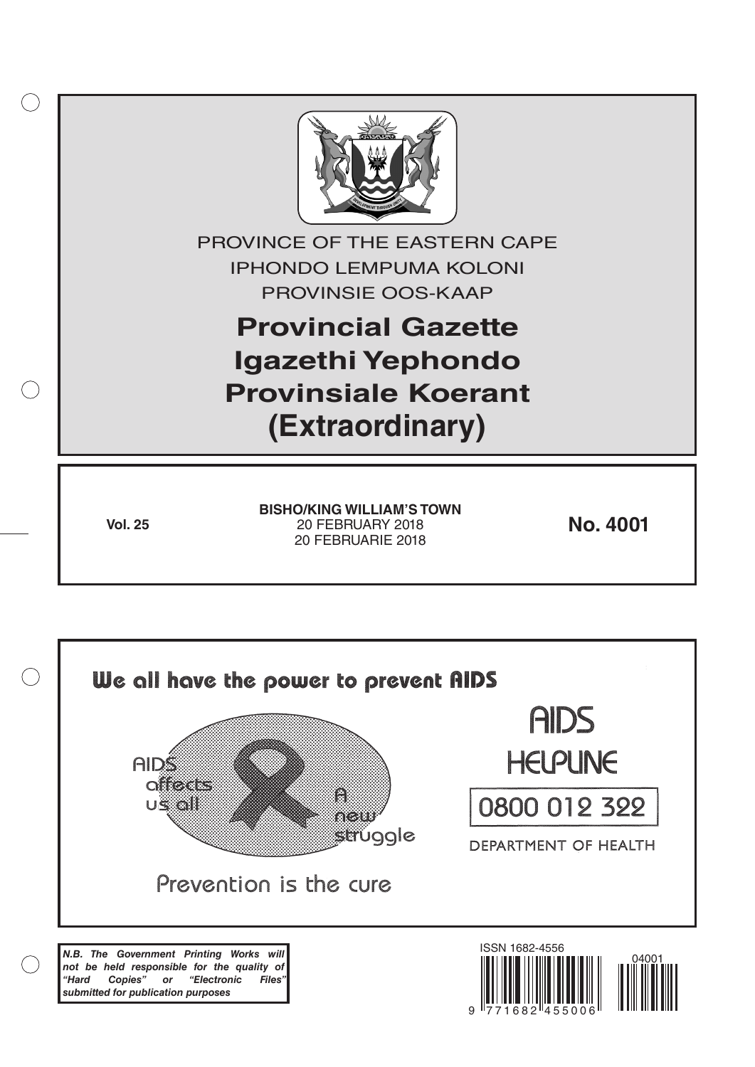PROVINCE OF THE EASTERN CAPE

IPHONDO LEMPUMA KOLONI

PROVINSIE OOS-KAAP

# Provincial Gazette
# Igazethi Yephondo
# Provinsiale Koerant
# (Extraordinary)

**Vol. 25**

**BISHO/KING WILLIAM'S TOWN**
20 FEBRUARY 2018
20 FEBRUARIE 2018

**No. 4001**

We all have the power to prevent AIDS

AIDS affects us all

A new struggle

Prevention is the cure

AIDS HELPLINE

0800 012 322

DEPARTMENT OF HEALTH

***N.B. The Government Printing Works will not be held responsible for the quality of "Hard Copies" or "Electronic Files" submitted for publication purposes***

ISSN 1682-4556

9 771682 455006

04001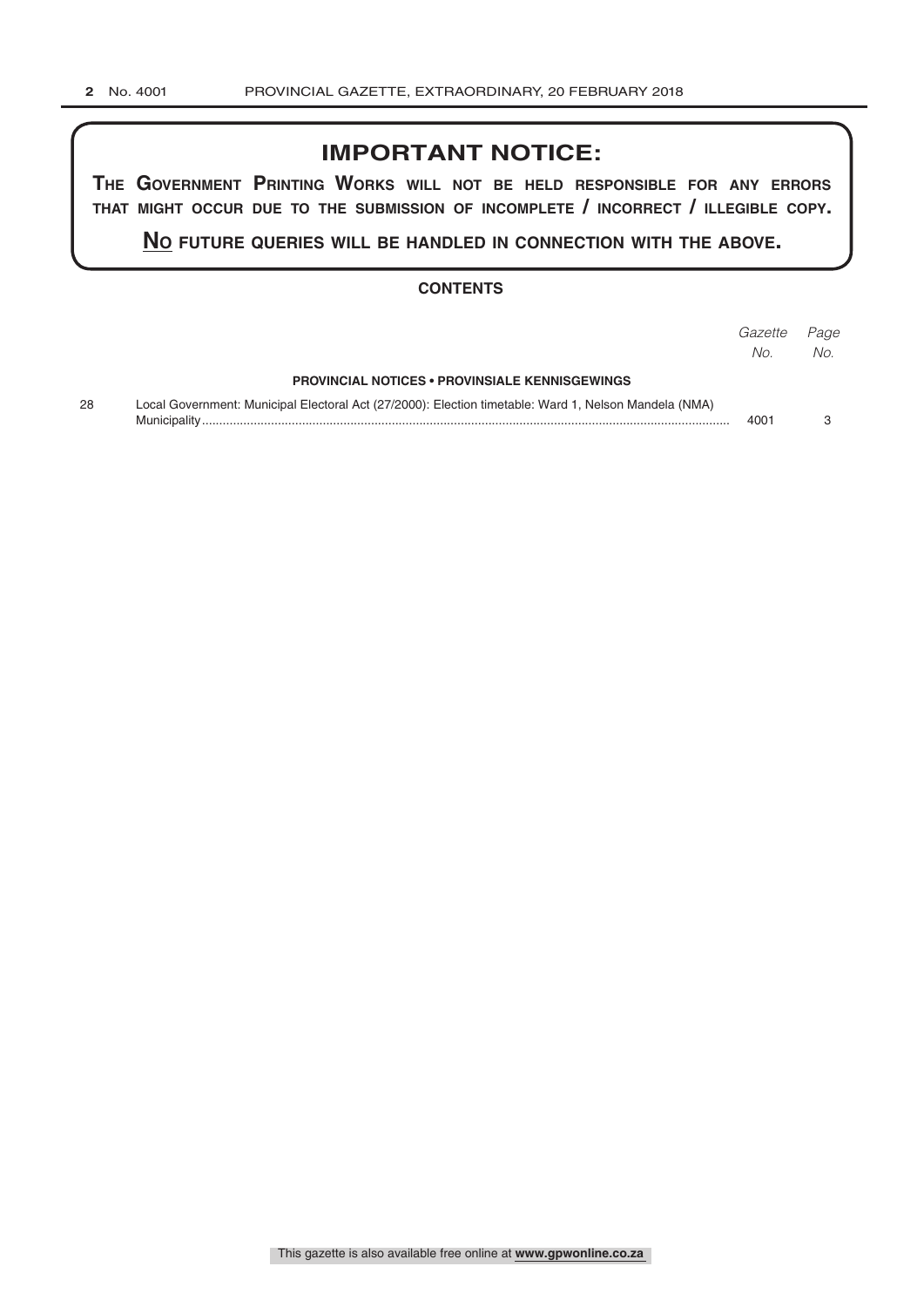# IMPORTANT NOTICE:

**THE GOVERNMENT PRINTING WORKS WILL NOT BE HELD RESPONSIBLE FOR ANY ERRORS THAT MIGHT OCCUR DUE TO THE SUBMISSION OF INCOMPLETE / INCORRECT / ILLEGIBLE COPY.**

**NO FUTURE QUERIES WILL BE HANDLED IN CONNECTION WITH THE ABOVE.**

## CONTENTS

| | | *Gazette No.* | *Page No.* |
|---|---|---|---|
| | **PROVINCIAL NOTICES • PROVINSIALE KENNISGEWINGS** | | |
| 28 | Local Government: Municipal Electoral Act (27/2000): Election timetable: Ward 1, Nelson Mandela (NMA) Municipality | 4001 | 3 |

This gazette is also available free online at **www.gpwonline.co.za**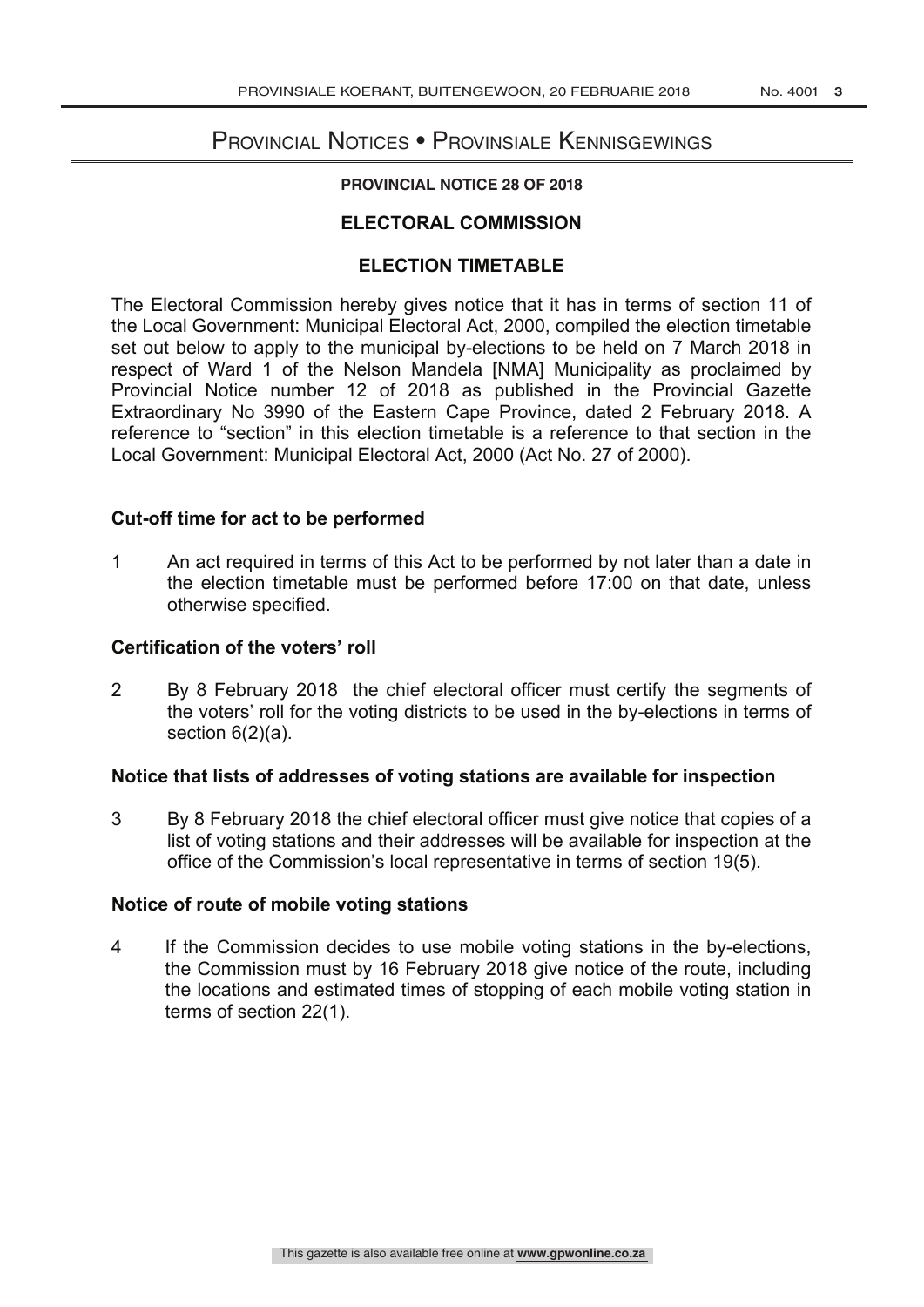# Provincial Notices • Provinsiale Kennisgewings

**PROVINCIAL NOTICE 28 OF 2018**

## ELECTORAL COMMISSION

## ELECTION TIMETABLE

The Electoral Commission hereby gives notice that it has in terms of section 11 of the Local Government: Municipal Electoral Act, 2000, compiled the election timetable set out below to apply to the municipal by-elections to be held on 7 March 2018 in respect of Ward 1 of the Nelson Mandela [NMA] Municipality as proclaimed by Provincial Notice number 12 of 2018 as published in the Provincial Gazette Extraordinary No 3990 of the Eastern Cape Province, dated 2 February 2018. A reference to "section" in this election timetable is a reference to that section in the Local Government: Municipal Electoral Act, 2000 (Act No. 27 of 2000).

### Cut-off time for act to be performed

1 An act required in terms of this Act to be performed by not later than a date in the election timetable must be performed before 17:00 on that date, unless otherwise specified.

### Certification of the voters' roll

2 By 8 February 2018 the chief electoral officer must certify the segments of the voters' roll for the voting districts to be used in the by-elections in terms of section 6(2)(a).

### Notice that lists of addresses of voting stations are available for inspection

3 By 8 February 2018 the chief electoral officer must give notice that copies of a list of voting stations and their addresses will be available for inspection at the office of the Commission's local representative in terms of section 19(5).

### Notice of route of mobile voting stations

4 If the Commission decides to use mobile voting stations in the by-elections, the Commission must by 16 February 2018 give notice of the route, including the locations and estimated times of stopping of each mobile voting station in terms of section 22(1).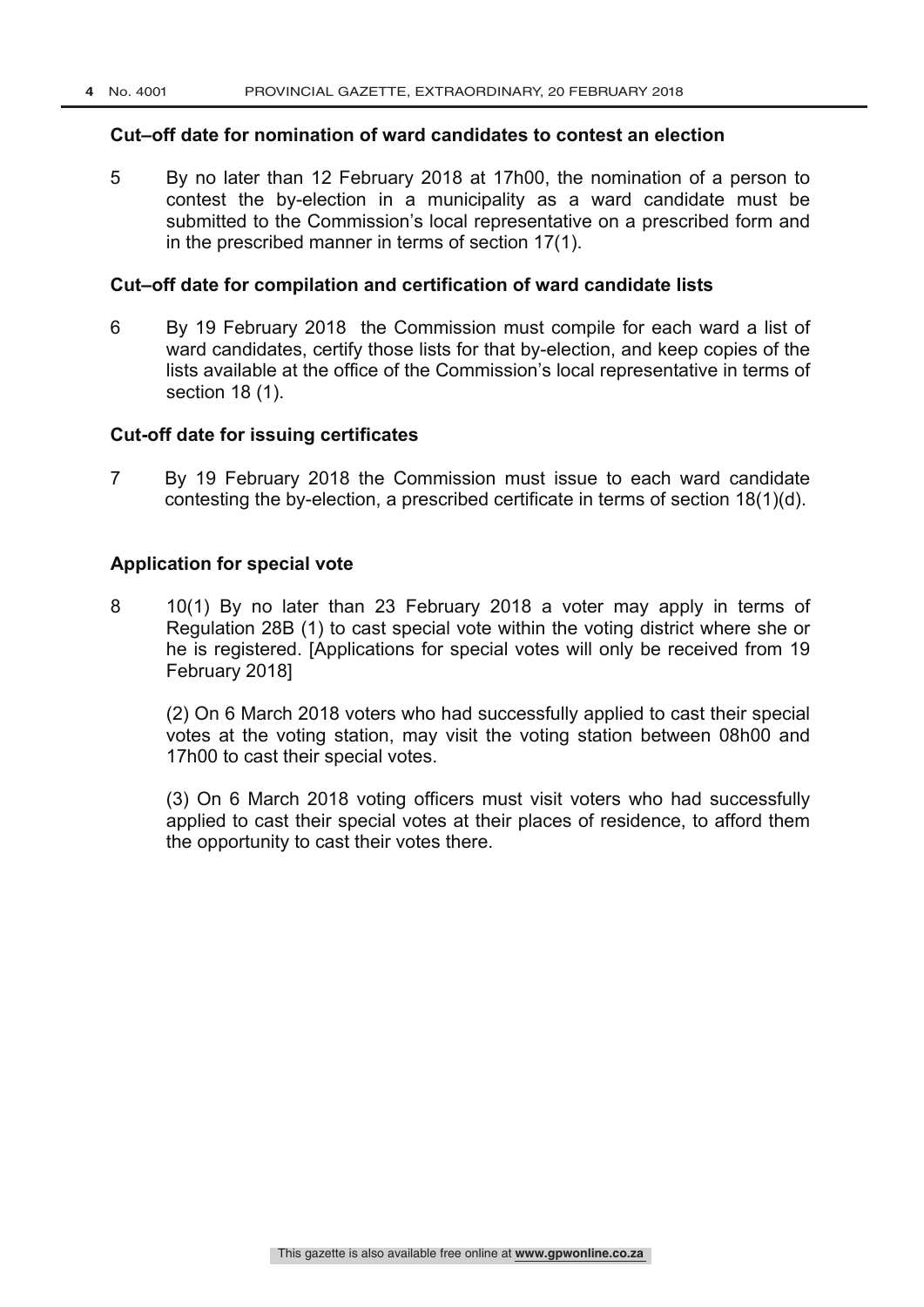**Cut–off date for nomination of ward candidates to contest an election**

5 By no later than 12 February 2018 at 17h00, the nomination of a person to contest the by-election in a municipality as a ward candidate must be submitted to the Commission's local representative on a prescribed form and in the prescribed manner in terms of section 17(1).

**Cut–off date for compilation and certification of ward candidate lists**

6 By 19 February 2018 the Commission must compile for each ward a list of ward candidates, certify those lists for that by-election, and keep copies of the lists available at the office of the Commission's local representative in terms of section 18 (1).

**Cut-off date for issuing certificates**

7 By 19 February 2018 the Commission must issue to each ward candidate contesting the by-election, a prescribed certificate in terms of section 18(1)(d).

**Application for special vote**

8 10(1) By no later than 23 February 2018 a voter may apply in terms of Regulation 28B (1) to cast special vote within the voting district where she or he is registered. [Applications for special votes will only be received from 19 February 2018]

(2) On 6 March 2018 voters who had successfully applied to cast their special votes at the voting station, may visit the voting station between 08h00 and 17h00 to cast their special votes.

(3) On 6 March 2018 voting officers must visit voters who had successfully applied to cast their special votes at their places of residence, to afford them the opportunity to cast their votes there.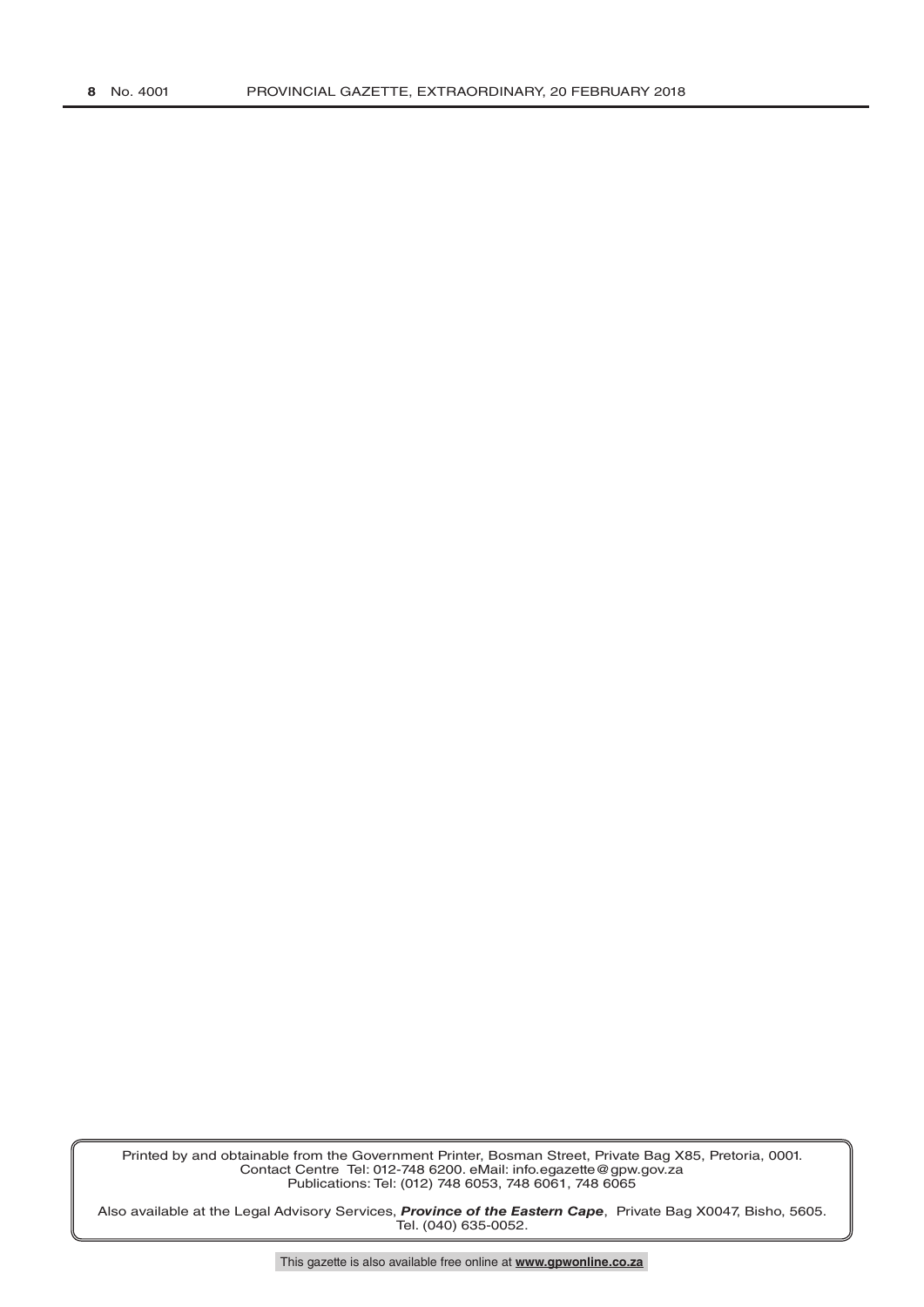Printed by and obtainable from the Government Printer, Bosman Street, Private Bag X85, Pretoria, 0001.
Contact Centre Tel: 012-748 6200. eMail: info.egazette@gpw.gov.za
Publications: Tel: (012) 748 6053, 748 6061, 748 6065

Also available at the Legal Advisory Services, ***Province of the Eastern Cape***, Private Bag X0047, Bisho, 5605.
Tel. (040) 635-0052.

This gazette is also available free online at **www.gpwonline.co.za**